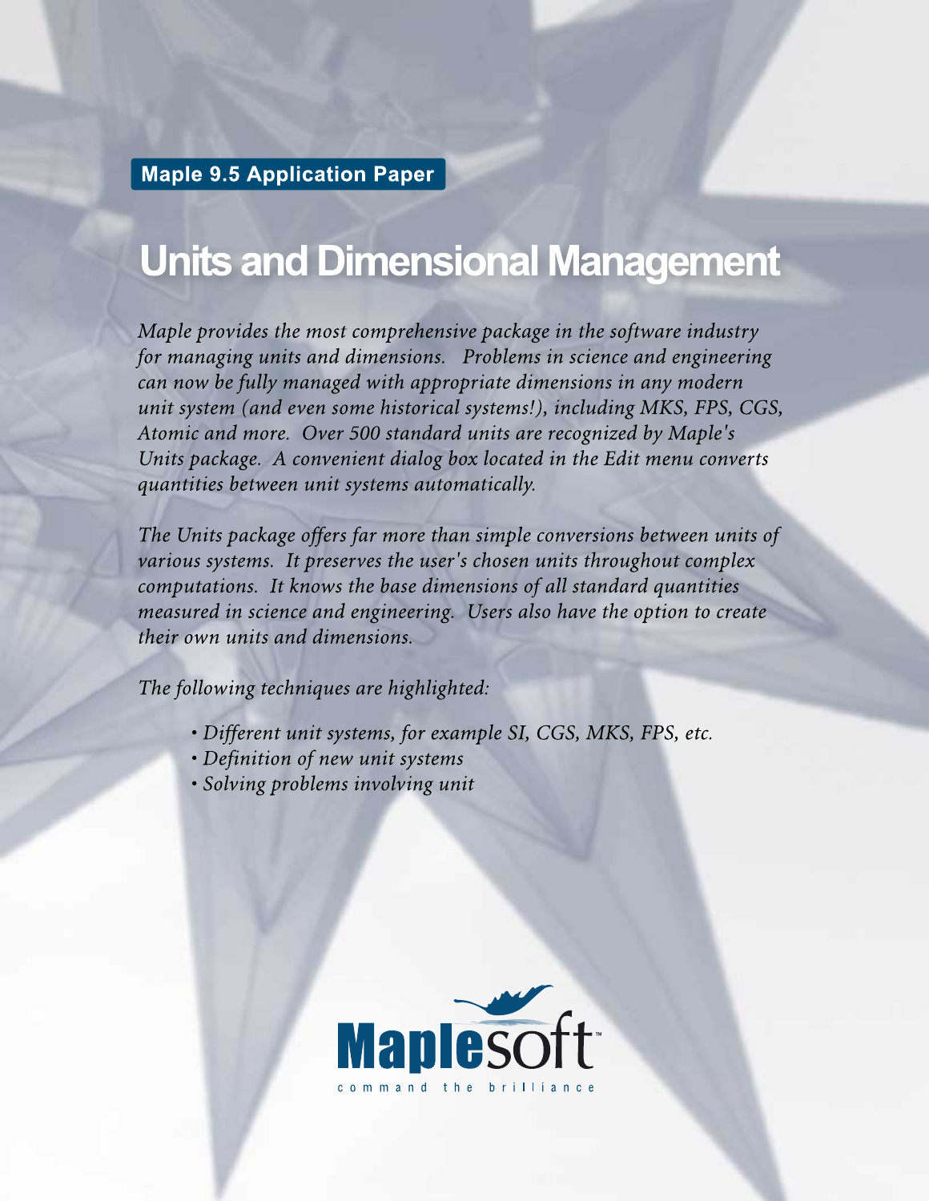**Maple 9.5 Application Paper**

# Units and Dimensional Management

*Maple provides the most comprehensive package in the software industry for managing units and dimensions. Problems in science and engineering can now be fully managed with appropriate dimensions in any modern unit system (and even some historical systems!), including MKS, FPS, CGS, Atomic and more. Over 500 standard units are recognized by Maple's Units package. A convenient dialog box located in the Edit menu converts quantities between unit systems automatically.*

*The Units package offers far more than simple conversions between units of various systems. It preserves the user's chosen units throughout complex computations. It knows the base dimensions of all standard quantities measured in science and engineering. Users also have the option to create their own units and dimensions.*

*The following techniques are highlighted:*

- *Different unit systems, for example SI, CGS, MKS, FPS, etc.*
- *Definition of new unit systems*
- *Solving problems involving unit*

Maplesoft™

command the brilliance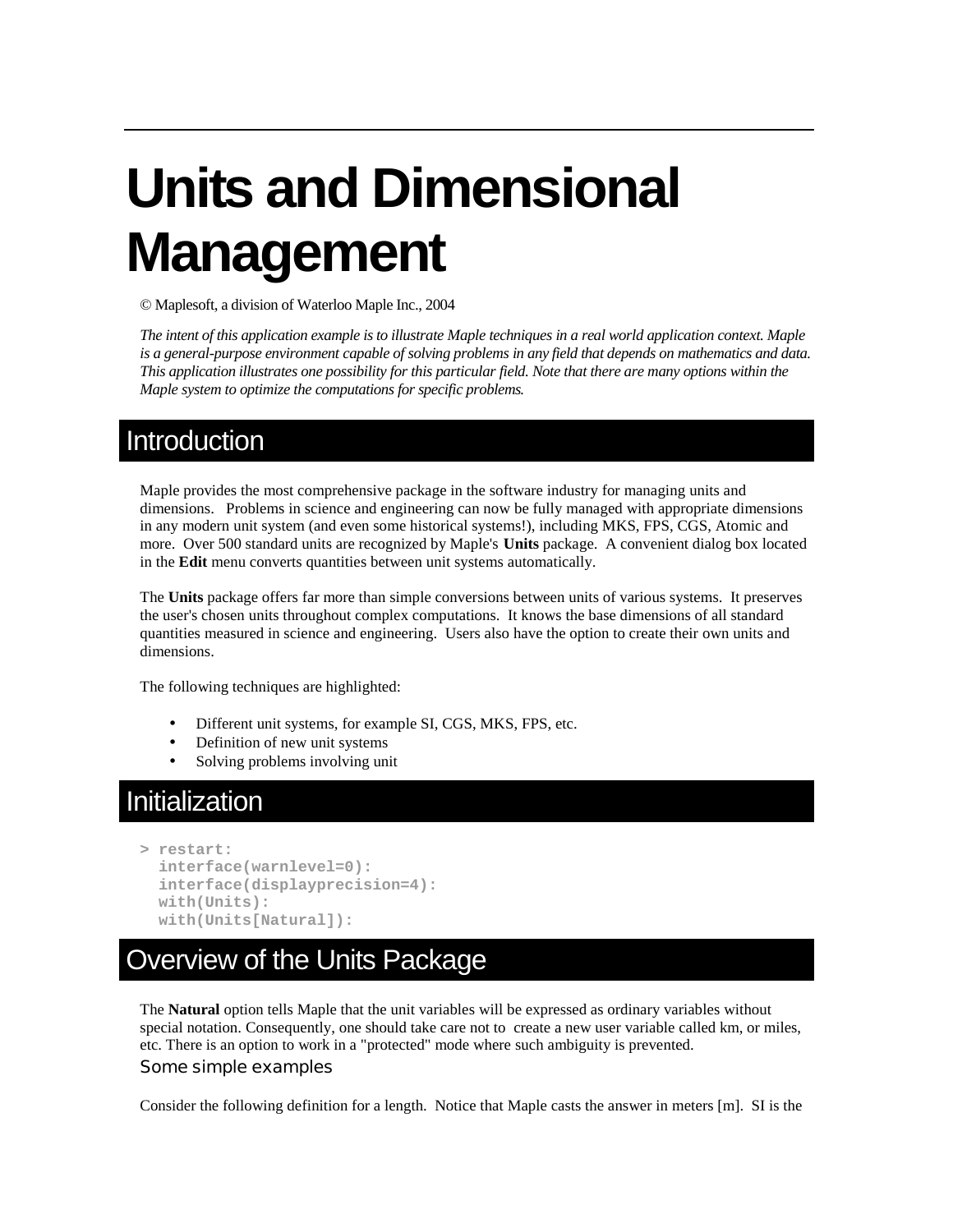# Units and Dimensional Management

© Maplesoft, a division of Waterloo Maple Inc., 2004

*The intent of this application example is to illustrate Maple techniques in a real world application context. Maple is a general-purpose environment capable of solving problems in any field that depends on mathematics and data. This application illustrates one possibility for this particular field. Note that there are many options within the Maple system to optimize the computations for specific problems.*

## Introduction

Maple provides the most comprehensive package in the software industry for managing units and dimensions. Problems in science and engineering can now be fully managed with appropriate dimensions in any modern unit system (and even some historical systems!), including MKS, FPS, CGS, Atomic and more. Over 500 standard units are recognized by Maple's **Units** package. A convenient dialog box located in the **Edit** menu converts quantities between unit systems automatically.

The **Units** package offers far more than simple conversions between units of various systems. It preserves the user's chosen units throughout complex computations. It knows the base dimensions of all standard quantities measured in science and engineering. Users also have the option to create their own units and dimensions.

The following techniques are highlighted:

- Different unit systems, for example SI, CGS, MKS, FPS, etc.
- Definition of new unit systems
- Solving problems involving unit

## Initialization

```
> restart:
  interface(warnlevel=0):
  interface(displayprecision=4):
  with(Units):
  with(Units[Natural]):
```

## Overview of the Units Package

The **Natural** option tells Maple that the unit variables will be expressed as ordinary variables without special notation. Consequently, one should take care not to create a new user variable called km, or miles, etc. There is an option to work in a "protected" mode where such ambiguity is prevented.

### Some simple examples

Consider the following definition for a length. Notice that Maple casts the answer in meters [m]. SI is the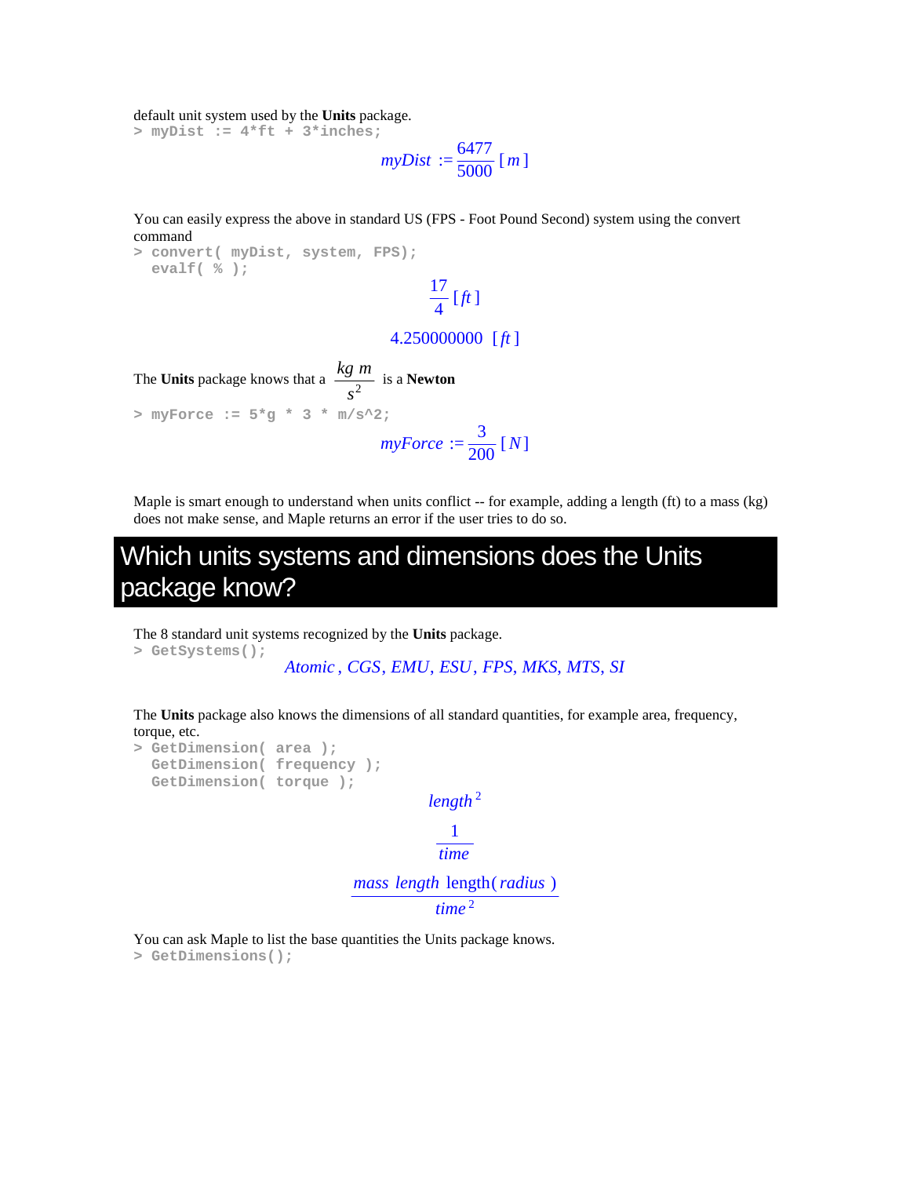default unit system used by the **Units** package.

```
> myDist := 4*ft + 3*inches;
```

$$myDist := \frac{6477}{5000}\,[m]$$

You can easily express the above in standard US (FPS - Foot Pound Second) system using the convert command

```
> convert( myDist, system, FPS);
  evalf( % );
```

$$\frac{17}{4}\,[ft]$$

$$4.250000000\ \ [ft]$$

The **Units** package knows that a $\frac{kg\ m}{s^2}$ is a **Newton**

```
> myForce := 5*g * 3 * m/s^2;
```

$$myForce := \frac{3}{200}\,[N]$$

Maple is smart enough to understand when units conflict -- for example, adding a length (ft) to a mass (kg) does not make sense, and Maple returns an error if the user tries to do so.

# Which units systems and dimensions does the Units package know?

The 8 standard unit systems recognized by the **Units** package.

```
> GetSystems();
```

$$Atomic,\ CGS,\ EMU,\ ESU,\ FPS,\ MKS,\ MTS,\ SI$$

The **Units** package also knows the dimensions of all standard quantities, for example area, frequency, torque, etc.

```
> GetDimension( area );
  GetDimension( frequency );
  GetDimension( torque );
```

$$length^2$$

$$\frac{1}{time}$$

$$\frac{mass\ length\ \mathrm{length}(radius)}{time^2}$$

You can ask Maple to list the base quantities the Units package knows.

```
> GetDimensions();
```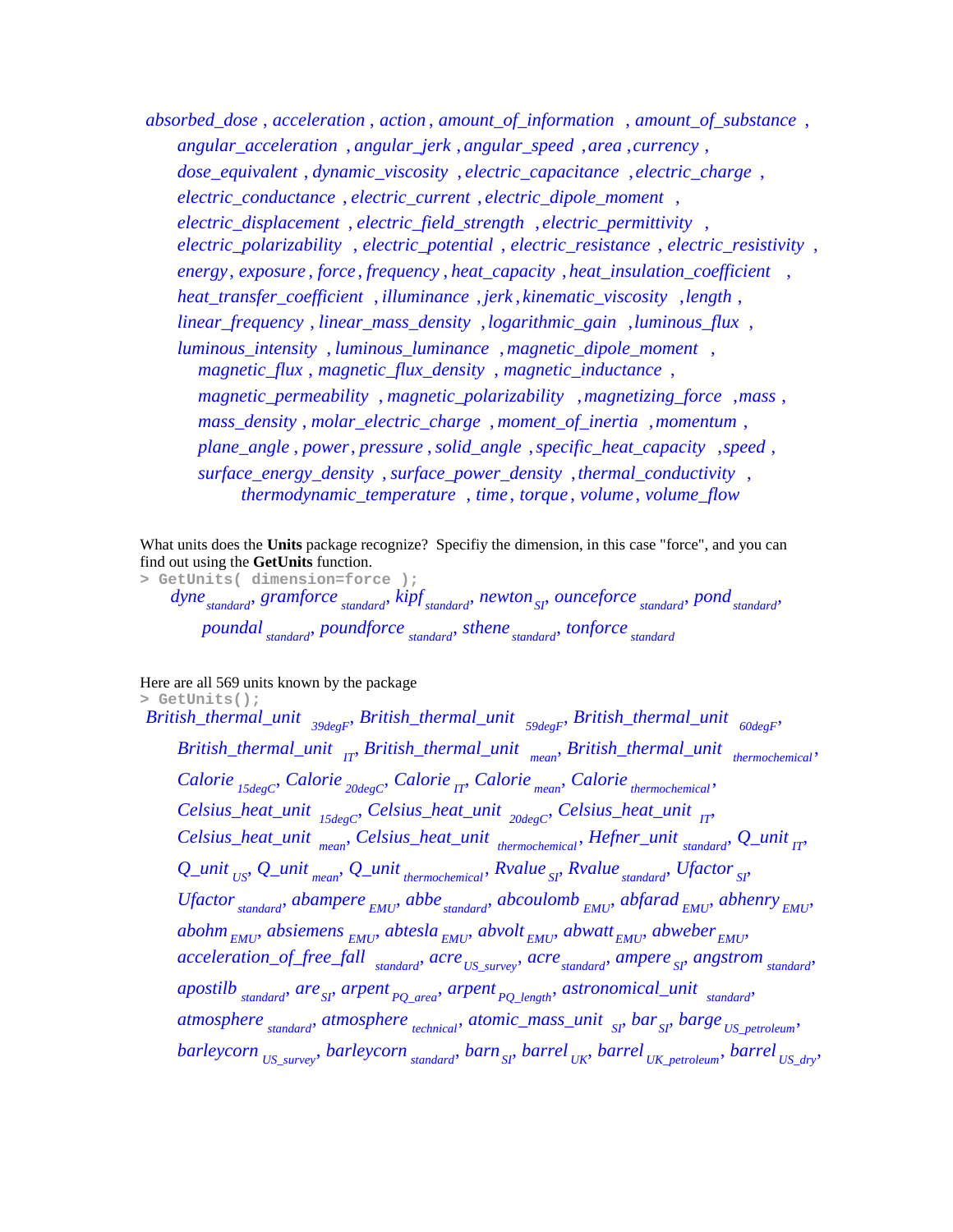*absorbed_dose*, *acceleration*, *action*, *amount_of_information*, *amount_of_substance*, *angular_acceleration*, *angular_jerk*, *angular_speed*, *area*, *currency*, *dose_equivalent*, *dynamic_viscosity*, *electric_capacitance*, *electric_charge*, *electric_conductance*, *electric_current*, *electric_dipole_moment*, *electric_displacement*, *electric_field_strength*, *electric_permittivity*, *electric_polarizability*, *electric_potential*, *electric_resistance*, *electric_resistivity*, *energy*, *exposure*, *force*, *frequency*, *heat_capacity*, *heat_insulation_coefficient*, *heat_transfer_coefficient*, *illuminance*, *jerk*, *kinematic_viscosity*, *length*, *linear_frequency*, *linear_mass_density*, *logarithmic_gain*, *luminous_flux*, *luminous_intensity*, *luminous_luminance*, *magnetic_dipole_moment*, *magnetic_flux*, *magnetic_flux_density*, *magnetic_inductance*, *magnetic_permeability*, *magnetic_polarizability*, *magnetizing_force*, *mass*, *mass_density*, *molar_electric_charge*, *moment_of_inertia*, *momentum*, *plane_angle*, *power*, *pressure*, *solid_angle*, *specific_heat_capacity*, *speed*, *surface_energy_density*, *surface_power_density*, *thermal_conductivity*, *thermodynamic_temperature*, *time*, *torque*, *volume*, *volume_flow*

What units does the **Units** package recognize? Specifiy the dimension, in this case "force", and you can find out using the **GetUnits** function.

```
> GetUnits( dimension=force );
```

$dyne_{standard}$, $gramforce_{standard}$, $kipf_{standard}$, $newton_{SI}$, $ounceforce_{standard}$, $pond_{standard}$, $poundal_{standard}$, $poundforce_{standard}$, $sthene_{standard}$, $tonforce_{standard}$

Here are all 569 units known by the package

```
> GetUnits();
```

$British\_thermal\_unit_{39degF}$, $British\_thermal\_unit_{59degF}$, $British\_thermal\_unit_{60degF}$, $British\_thermal\_unit_{IT}$, $British\_thermal\_unit_{mean}$, $British\_thermal\_unit_{thermochemical}$, $Calorie_{15degC}$, $Calorie_{20degC}$, $Calorie_{IT}$, $Calorie_{mean}$, $Calorie_{thermochemical}$, $Celsius\_heat\_unit_{15degC}$, $Celsius\_heat\_unit_{20degC}$, $Celsius\_heat\_unit_{IT}$, $Celsius\_heat\_unit_{mean}$, $Celsius\_heat\_unit_{thermochemical}$, $Hefner\_unit_{standard}$, $Q\_unit_{IT}$, $Q\_unit_{US}$, $Q\_unit_{mean}$, $Q\_unit_{thermochemical}$, $Rvalue_{SI}$, $Rvalue_{standard}$, $Ufactor_{SI}$, $Ufactor_{standard}$, $abampere_{EMU}$, $abbe_{standard}$, $abcoulomb_{EMU}$, $abfarad_{EMU}$, $abhenry_{EMU}$, $abohm_{EMU}$, $absiemens_{EMU}$, $abtesla_{EMU}$, $abvolt_{EMU}$, $abwatt_{EMU}$, $abweber_{EMU}$, $acceleration\_of\_free\_fall_{standard}$, $acre_{US\_survey}$, $acre_{standard}$, $ampere_{SI}$, $angstrom_{standard}$, $apostilb_{standard}$, $are_{SI}$, $arpent_{PQ\_area}$, $arpent_{PQ\_length}$, $astronomical\_unit_{standard}$, $atmosphere_{standard}$, $atmosphere_{technical}$, $atomic\_mass\_unit_{SI}$, $bar_{SI}$, $barge_{US\_petroleum}$, $barleycorn_{US\_survey}$, $barleycorn_{standard}$, $barn_{SI}$, $barrel_{UK}$, $barrel_{UK\_petroleum}$, $barrel_{US\_dry}$,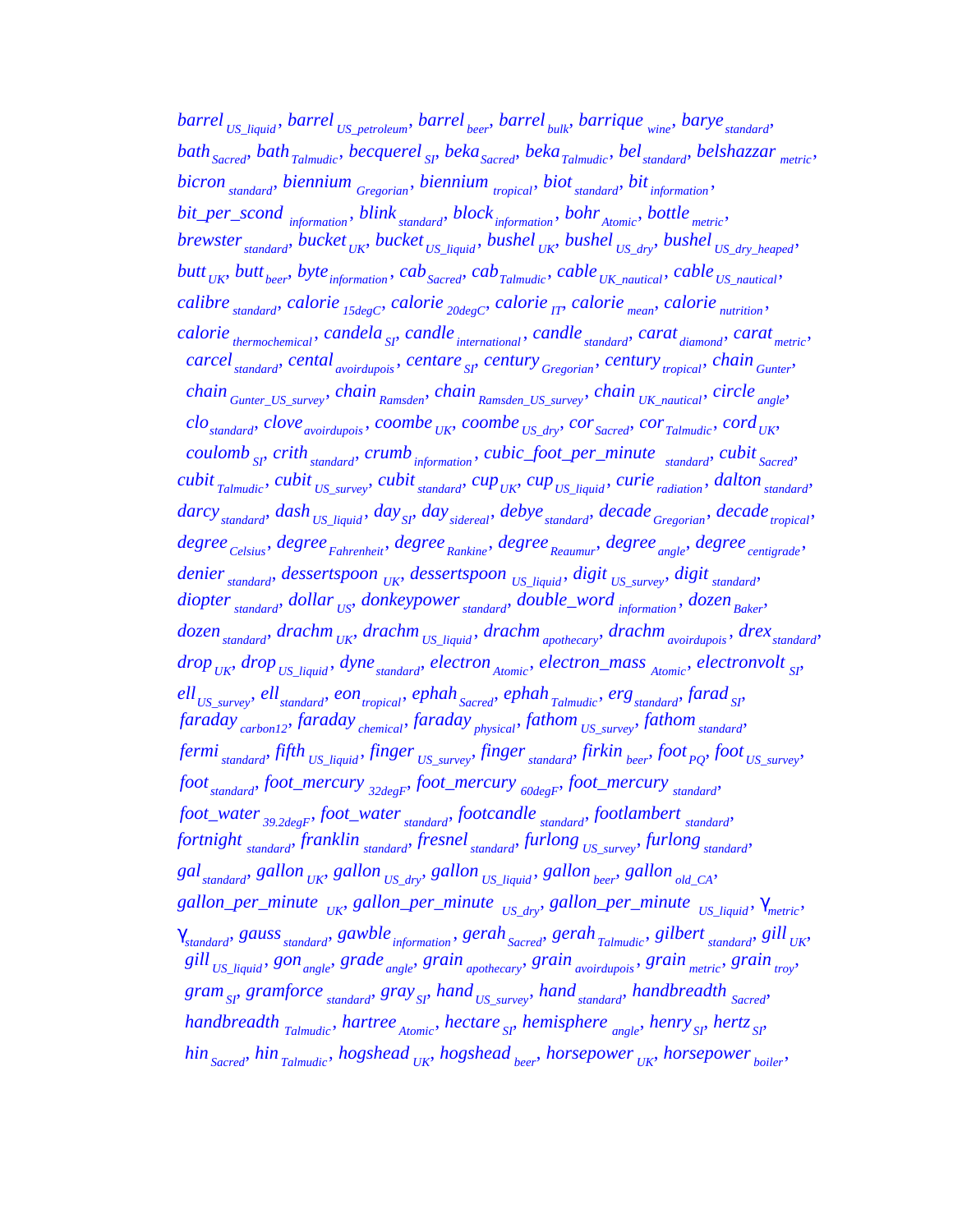*barrel* $_{US\_liquid}$, *barrel* $_{US\_petroleum}$, *barrel* $_{beer}$, *barrel* $_{bulk}$, *barrique* $_{wine}$, *barye* $_{standard}$, *bath* $_{Sacred}$, *bath* $_{Talmudic}$, *becquerel* $_{SI}$, *beka* $_{Sacred}$, *beka* $_{Talmudic}$, *bel* $_{standard}$, *belshazzar* $_{metric}$, *bicron* $_{standard}$, *biennium* $_{Gregorian}$, *biennium* $_{tropical}$, *biot* $_{standard}$, *bit* $_{information}$, *bit_per_scond* $_{information}$, *blink* $_{standard}$, *block* $_{information}$, *bohr* $_{Atomic}$, *bottle* $_{metric}$, *brewster* $_{standard}$, *bucket* $_{UK}$, *bucket* $_{US\_liquid}$, *bushel* $_{UK}$, *bushel* $_{US\_dry}$, *bushel* $_{US\_dry\_heaped}$, *butt* $_{UK}$, *butt* $_{beer}$, *byte* $_{information}$, *cab* $_{Sacred}$, *cab* $_{Talmudic}$, *cable* $_{UK\_nautical}$, *cable* $_{US\_nautical}$, *calibre* $_{standard}$, *calorie* $_{15degC}$, *calorie* $_{20degC}$, *calorie* $_{IT}$, *calorie* $_{mean}$, *calorie* $_{nutrition}$, *calorie* $_{thermochemical}$, *candela* $_{SI}$, *candle* $_{international}$, *candle* $_{standard}$, *carat* $_{diamond}$, *carat* $_{metric}$, *carcel* $_{standard}$, *cental* $_{avoirdupois}$, *centare* $_{SI}$, *century* $_{Gregorian}$, *century* $_{tropical}$, *chain* $_{Gunter}$, *chain* $_{Gunter\_US\_survey}$, *chain* $_{Ramsden}$, *chain* $_{Ramsden\_US\_survey}$, *chain* $_{UK\_nautical}$, *circle* $_{angle}$, *clo* $_{standard}$, *clove* $_{avoirdupois}$, *coombe* $_{UK}$, *coombe* $_{US\_dry}$, *cor* $_{Sacred}$, *cor* $_{Talmudic}$, *cord* $_{UK}$, *coulomb* $_{SI}$, *crith* $_{standard}$, *crumb* $_{information}$, *cubic_foot_per_minute* $_{standard}$, *cubit* $_{Sacred}$, *cubit* $_{Talmudic}$, *cubit* $_{US\_survey}$, *cubit* $_{standard}$, *cup* $_{UK}$, *cup* $_{US\_liquid}$, *curie* $_{radiation}$, *dalton* $_{standard}$, *darcy* $_{standard}$, *dash* $_{US\_liquid}$, *day* $_{SI}$, *day* $_{sidereal}$, *debye* $_{standard}$, *decade* $_{Gregorian}$, *decade* $_{tropical}$, *degree* $_{Celsius}$, *degree* $_{Fahrenheit}$, *degree* $_{Rankine}$, *degree* $_{Reaumur}$, *degree* $_{angle}$, *degree* $_{centigrade}$, *denier* $_{standard}$, *dessertspoon* $_{UK}$, *dessertspoon* $_{US\_liquid}$, *digit* $_{US\_survey}$, *digit* $_{standard}$, *diopter* $_{standard}$, *dollar* $_{US}$, *donkeypower* $_{standard}$, *double_word* $_{information}$, *dozen* $_{Baker}$, *dozen* $_{standard}$, *drachm* $_{UK}$, *drachm* $_{US\_liquid}$, *drachm* $_{apothecary}$, *drachm* $_{avoirdupois}$, *drex* $_{standard}$, *drop* $_{UK}$, *drop* $_{US\_liquid}$, *dyne* $_{standard}$, *electron* $_{Atomic}$, *electron_mass* $_{Atomic}$, *electronvolt* $_{SI}$, *ell* $_{US\_survey}$, *ell* $_{standard}$, *eon* $_{tropical}$, *ephah* $_{Sacred}$, *ephah* $_{Talmudic}$, *erg* $_{standard}$, *farad* $_{SI}$, *faraday* $_{carbon12}$, *faraday* $_{chemical}$, *faraday* $_{physical}$, *fathom* $_{US\_survey}$, *fathom* $_{standard}$, *fermi* $_{standard}$, *fifth* $_{US\_liquid}$, *finger* $_{US\_survey}$, *finger* $_{standard}$, *firkin* $_{beer}$, *foot* $_{PQ}$, *foot* $_{US\_survey}$, *foot* $_{standard}$, *foot_mercury* $_{32degF}$, *foot_mercury* $_{60degF}$, *foot_mercury* $_{standard}$, *foot_water* $_{39.2degF}$, *foot_water* $_{standard}$, *footcandle* $_{standard}$, *footlambert* $_{standard}$, *fortnight* $_{standard}$, *franklin* $_{standard}$, *fresnel* $_{standard}$, *furlong* $_{US\_survey}$, *furlong* $_{standard}$, *gal* $_{standard}$, *gallon* $_{UK}$, *gallon* $_{US\_dry}$, *gallon* $_{US\_liquid}$, *gallon* $_{beer}$, *gallon* $_{old\_CA}$, *gallon_per_minute* $_{UK}$, *gallon_per_minute* $_{US\_dry}$, *gallon_per_minute* $_{US\_liquid}$, $\gamma_{metric}$, $\gamma_{standard}$, *gauss* $_{standard}$, *gawble* $_{information}$, *gerah* $_{Sacred}$, *gerah* $_{Talmudic}$, *gilbert* $_{standard}$, *gill* $_{UK}$, *gill* $_{US\_liquid}$, *gon* $_{angle}$, *grade* $_{angle}$, *grain* $_{apothecary}$, *grain* $_{avoirdupois}$, *grain* $_{metric}$, *grain* $_{troy}$, *gram* $_{SI}$, *gramforce* $_{standard}$, *gray* $_{SI}$, *hand* $_{US\_survey}$, *hand* $_{standard}$, *handbreadth* $_{Sacred}$, *handbreadth* $_{Talmudic}$, *hartree* $_{Atomic}$, *hectare* $_{SI}$, *hemisphere* $_{angle}$, *henry* $_{SI}$, *hertz* $_{SI}$, *hin* $_{Sacred}$, *hin* $_{Talmudic}$, *hogshead* $_{UK}$, *hogshead* $_{beer}$, *horsepower* $_{UK}$, *horsepower* $_{boiler}$,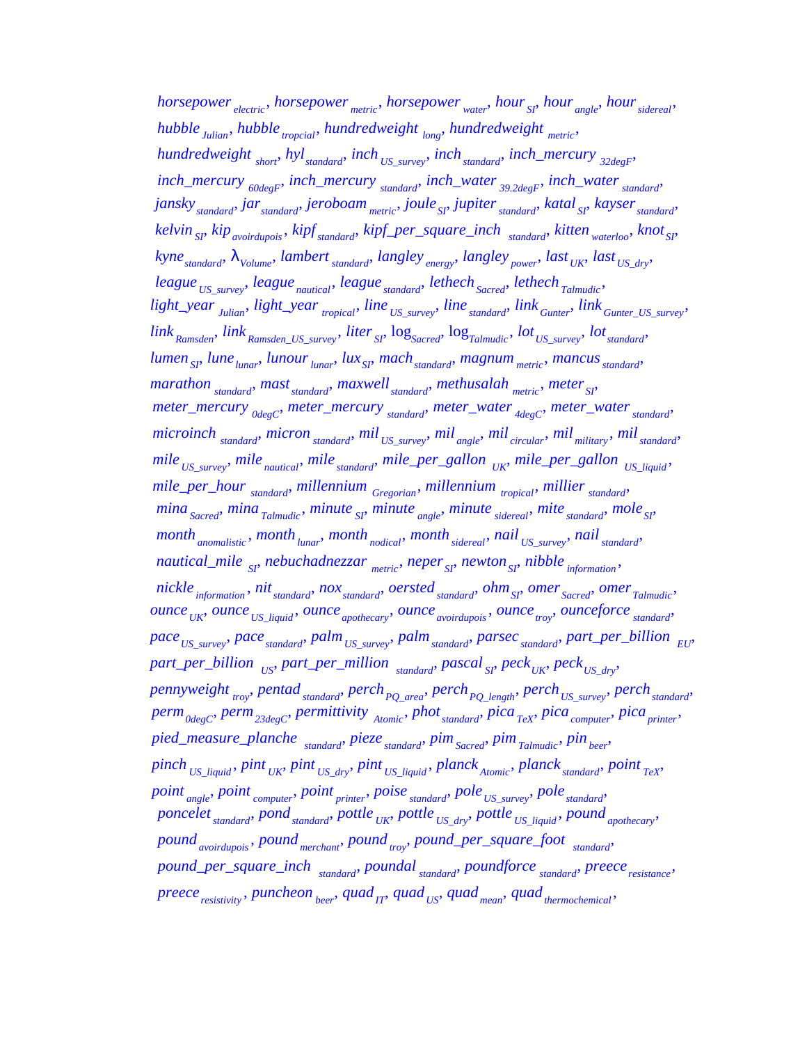$horsepower_{electric}$, $horsepower_{metric}$, $horsepower_{water}$, $hour_{SI}$, $hour_{angle}$, $hour_{sidereal}$, $hubble_{Julian}$, $hubble_{tropcial}$, $hundredweight_{long}$, $hundredweight_{metric}$, $hundredweight_{short}$, $hyl_{standard}$, $inch_{US\_survey}$, $inch_{standard}$, $inch\_mercury_{32degF}$, $inch\_mercury_{60degF}$, $inch\_mercury_{standard}$, $inch\_water_{39.2degF}$, $inch\_water_{standard}$, $jansky_{standard}$, $jar_{standard}$, $jeroboam_{metric}$, $joule_{SI}$, $jupiter_{standard}$, $katal_{SI}$, $kayser_{standard}$, $kelvin_{SI}$, $kip_{avoirdupois}$, $kipf_{standard}$, $kipf\_per\_square\_inch_{standard}$, $kitten_{waterloo}$, $knot_{SI}$, $kyne_{standard}$, $\lambda_{Volume}$, $lambert_{standard}$, $langley_{energy}$, $langley_{power}$, $last_{UK}$, $last_{US\_dry}$, $league_{US\_survey}$, $league_{nautical}$, $league_{standard}$, $lethech_{Sacred}$, $lethech_{Talmudic}$, $light\_year_{Julian}$, $light\_year_{tropical}$, $line_{US\_survey}$, $line_{standard}$, $link_{Gunter}$, $link_{Gunter\_US\_survey}$, $link_{Ramsden}$, $link_{Ramsden\_US\_survey}$, $liter_{SI}$, $\log_{Sacred}$, $\log_{Talmudic}$, $lot_{US\_survey}$, $lot_{standard}$, $lumen_{SI}$, $lune_{lunar}$, $lunour_{lunar}$, $lux_{SI}$, $mach_{standard}$, $magnum_{metric}$, $mancus_{standard}$, $marathon_{standard}$, $mast_{standard}$, $maxwell_{standard}$, $methusalah_{metric}$, $meter_{SI}$, $meter\_mercury_{0degC}$, $meter\_mercury_{standard}$, $meter\_water_{4degC}$, $meter\_water_{standard}$, $microinch_{standard}$, $micron_{standard}$, $mil_{US\_survey}$, $mil_{angle}$, $mil_{circular}$, $mil_{military}$, $mil_{standard}$, $mile_{US\_survey}$, $mile_{nautical}$, $mile_{standard}$, $mile\_per\_gallon_{UK}$, $mile\_per\_gallon_{US\_liquid}$, $mile\_per\_hour_{standard}$, $millennium_{Gregorian}$, $millennium_{tropical}$, $millier_{standard}$, $mina_{Sacred}$, $mina_{Talmudic}$, $minute_{SI}$, $minute_{angle}$, $minute_{sidereal}$, $mite_{standard}$, $mole_{SI}$, $month_{anomalistic}$, $month_{lunar}$, $month_{nodical}$, $month_{sidereal}$, $nail_{US\_survey}$, $nail_{standard}$, $nautical\_mile_{SI}$, $nebuchadnezzar_{metric}$, $neper_{SI}$, $newton_{SI}$, $nibble_{information}$, $nickle_{information}$, $nit_{standard}$, $nox_{standard}$, $oersted_{standard}$, $ohm_{SI}$, $omer_{Sacred}$, $omer_{Talmudic}$, $ounce_{UK}$, $ounce_{US\_liquid}$, $ounce_{apothecary}$, $ounce_{avoirdupois}$, $ounce_{troy}$, $ounceforce_{standard}$, $pace_{US\_survey}$, $pace_{standard}$, $palm_{US\_survey}$, $palm_{standard}$, $parsec_{standard}$, $part\_per\_billion_{EU}$, $part\_per\_billion_{US}$, $part\_per\_million_{standard}$, $pascal_{SI}$, $peck_{UK}$, $peck_{US\_dry}$, $pennyweight_{troy}$, $pentad_{standard}$, $perch_{PQ\_area}$, $perch_{PQ\_length}$, $perch_{US\_survey}$, $perch_{standard}$, $perm_{0degC}$, $perm_{23degC}$, $permittivity_{Atomic}$, $phot_{standard}$, $pica_{TeX}$, $pica_{computer}$, $pica_{printer}$, $pied\_measure\_planche_{standard}$, $pieze_{standard}$, $pim_{Sacred}$, $pim_{Talmudic}$, $pin_{beer}$, $pinch_{US\_liquid}$, $pint_{UK}$, $pint_{US\_dry}$, $pint_{US\_liquid}$, $planck_{Atomic}$, $planck_{standard}$, $point_{TeX}$, $point_{angle}$, $point_{computer}$, $point_{printer}$, $poise_{standard}$, $pole_{US\_survey}$, $pole_{standard}$, $poncelet_{standard}$, $pond_{standard}$, $pottle_{UK}$, $pottle_{US\_dry}$, $pottle_{US\_liquid}$, $pound_{apothecary}$, $pound_{avoirdupois}$, $pound_{merchant}$, $pound_{troy}$, $pound\_per\_square\_foot_{standard}$, $pound\_per\_square\_inch_{standard}$, $poundal_{standard}$, $poundforce_{standard}$, $preece_{resistance}$, $preece_{resistivity}$, $puncheon_{beer}$, $quad_{IT}$, $quad_{US}$, $quad_{mean}$, $quad_{thermochemical}$,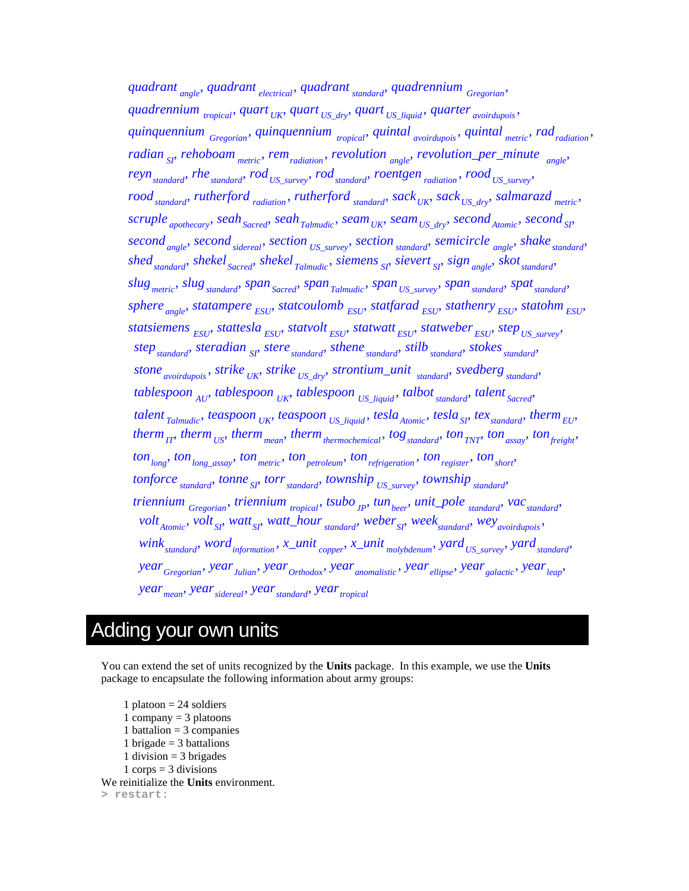$quadrant_{angle}$, $quadrant_{electrical}$, $quadrant_{standard}$, $quadrennium_{Gregorian}$, $quadrennium_{tropical}$, $quart_{UK}$, $quart_{US\_dry}$, $quart_{US\_liquid}$, $quarter_{avoirdupois}$, $quinquennium_{Gregorian}$, $quinquennium_{tropical}$, $quintal_{avoirdupois}$, $quintal_{metric}$, $rad_{radiation}$, $radian_{SI}$, $rehoboam_{metric}$, $rem_{radiation}$, $revolution_{angle}$, $revolution\_per\_minute_{angle}$, $reyn_{standard}$, $rhe_{standard}$, $rod_{US\_survey}$, $rod_{standard}$, $roentgen_{radiation}$, $rood_{US\_survey}$, $rood_{standard}$, $rutherford_{radiation}$, $rutherford_{standard}$, $sack_{UK}$, $sack_{US\_dry}$, $salmarazd_{metric}$, $scruple_{apothecary}$, $seah_{Sacred}$, $seah_{Talmudic}$, $seam_{UK}$, $seam_{US\_dry}$, $second_{Atomic}$, $second_{SI}$, $second_{angle}$, $second_{sidereal}$, $section_{US\_survey}$, $section_{standard}$, $semicircle_{angle}$, $shake_{standard}$, $shed_{standard}$, $shekel_{Sacred}$, $shekel_{Talmudic}$, $siemens_{SI}$, $sievert_{SI}$, $sign_{angle}$, $skot_{standard}$, $slug_{metric}$, $slug_{standard}$, $span_{Sacred}$, $span_{Talmudic}$, $span_{US\_survey}$, $span_{standard}$, $spat_{standard}$, $sphere_{angle}$, $statampere_{ESU}$, $statcoulomb_{ESU}$, $statfarad_{ESU}$, $stathenry_{ESU}$, $statohm_{ESU}$, $statsiemens_{ESU}$, $statesla_{ESU}$, $statvolt_{ESU}$, $statwatt_{ESU}$, $statweber_{ESU}$, $step_{US\_survey}$, $step_{standard}$, $steradian_{SI}$, $stere_{standard}$, $sthene_{standard}$, $stilb_{standard}$, $stokes_{standard}$, $stone_{avoirdupois}$, $strike_{UK}$, $strike_{US\_dry}$, $strontium\_unit_{standard}$, $svedberg_{standard}$, $tablespoon_{AU}$, $tablespoon_{UK}$, $tablespoon_{US\_liquid}$, $talbot_{standard}$, $talent_{Sacred}$, $talent_{Talmudic}$, $teaspoon_{UK}$, $teaspoon_{US\_liquid}$, $tesla_{Atomic}$, $tesla_{SI}$, $tex_{standard}$, $therm_{EU}$, $therm_{IT}$, $therm_{US}$, $therm_{mean}$, $therm_{thermochemical}$, $tog_{standard}$, $ton_{TNT}$, $ton_{assay}$, $ton_{freight}$, $ton_{long}$, $ton_{long\_assay}$, $ton_{metric}$, $ton_{petroleum}$, $ton_{refrigeration}$, $ton_{register}$, $ton_{short}$, $tonforce_{standard}$, $tonne_{SI}$, $torr_{standard}$, $township_{US\_survey}$, $township_{standard}$, $triennium_{Gregorian}$, $triennium_{tropical}$, $tsubo_{JP}$, $tun_{beer}$, $unit\_pole_{standard}$, $vac_{standard}$, $volt_{Atomic}$, $volt_{SI}$, $watt_{SI}$, $watt\_hour_{standard}$, $weber_{SI}$, $week_{standard}$, $wey_{avoirdupois}$, $wink_{standard}$, $word_{information}$, $x\_unit_{copper}$, $x\_unit_{molybdenum}$, $yard_{US\_survey}$, $yard_{standard}$, $year_{Gregorian}$, $year_{Julian}$, $year_{Orthodox}$, $year_{anomalistic}$, $year_{ellipse}$, $year_{galactic}$, $year_{leap}$, $year_{mean}$, $year_{sidereal}$, $year_{standard}$, $year_{tropical}$

# Adding your own units

You can extend the set of units recognized by the **Units** package. In this example, we use the **Units** package to encapsulate the following information about army groups:

1 platoon = 24 soldiers
1 company = 3 platoons
1 battalion = 3 companies
1 brigade = 3 battalions
1 division = 3 brigades
1 corps = 3 divisions

We reinitialize the **Units** environment.

```
> restart:
```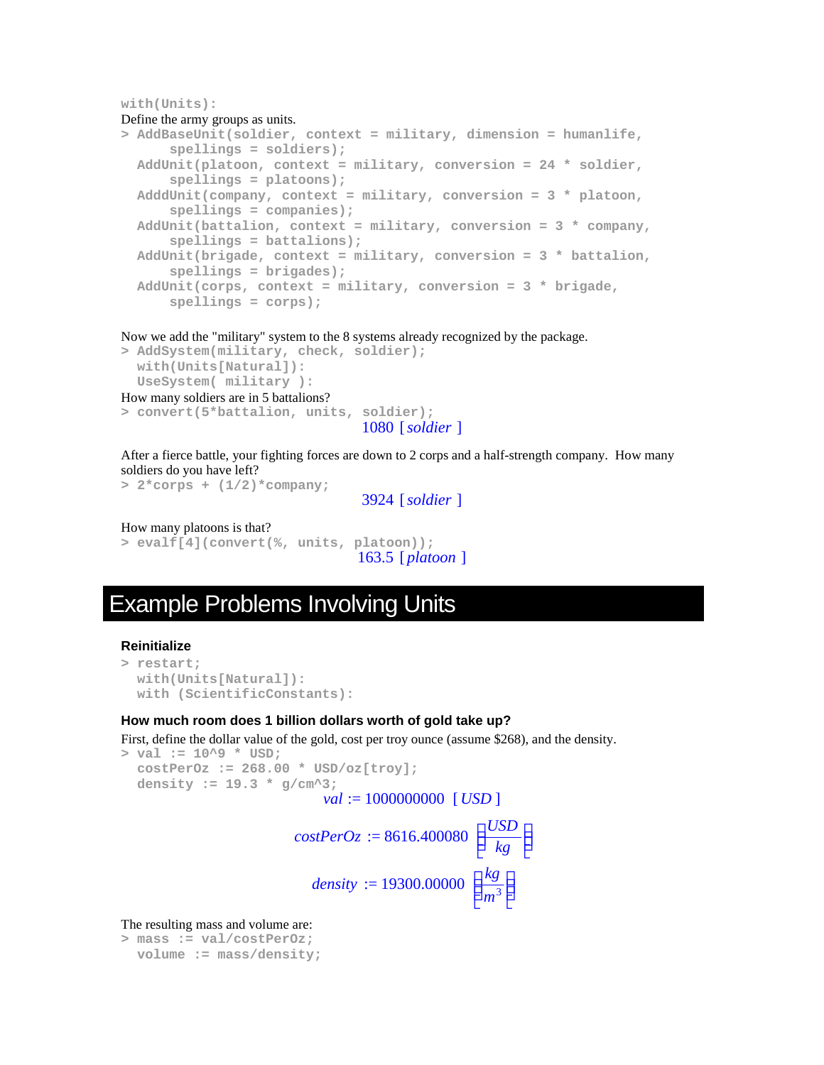```
with(Units):
```

Define the army groups as units.

```
> AddBaseUnit(soldier, context = military, dimension = humanlife,
      spellings = soldiers);
  AddUnit(platoon, context = military, conversion = 24 * soldier,
      spellings = platoons);
  AdddUnit(company, context = military, conversion = 3 * platoon,
      spellings = companies);
  AddUnit(battalion, context = military, conversion = 3 * company,
      spellings = battalions);
  AddUnit(brigade, context = military, conversion = 3 * battalion,
      spellings = brigades);
  AddUnit(corps, context = military, conversion = 3 * brigade,
      spellings = corps);
```

Now we add the "military" system to the 8 systems already recognized by the package.

```
> AddSystem(military, check, soldier);
  with(Units[Natural]):
  UseSystem( military ):
```

How many soldiers are in 5 battalions?

```
> convert(5*battalion, units, soldier);
```

$$1080\ [\mathit{soldier}]$$

After a fierce battle, your fighting forces are down to 2 corps and a half-strength company. How many soldiers do you have left?

```
> 2*corps + (1/2)*company;
```

$$3924\ [\mathit{soldier}]$$

How many platoons is that?

```
> evalf[4](convert(%, units, platoon));
```

$$163.5\ [\mathit{platoon}]$$

# Example Problems Involving Units

### Reinitialize

```
> restart;
  with(Units[Natural]):
  with (ScientificConstants):
```

### How much room does 1 billion dollars worth of gold take up?

First, define the dollar value of the gold, cost per troy ounce (assume $268), and the density.

```
> val := 10^9 * USD;
  costPerOz := 268.00 * USD/oz[troy];
  density := 19.3 * g/cm^3;
```

$$val := 1000000000\ [USD]$$

$$costPerOz := 8616.400080\ \left[\frac{USD}{kg}\right]$$

$$density := 19300.00000\ \left[\frac{kg}{m^3}\right]$$

The resulting mass and volume are:

```
> mass := val/costPerOz;
  volume := mass/density;
```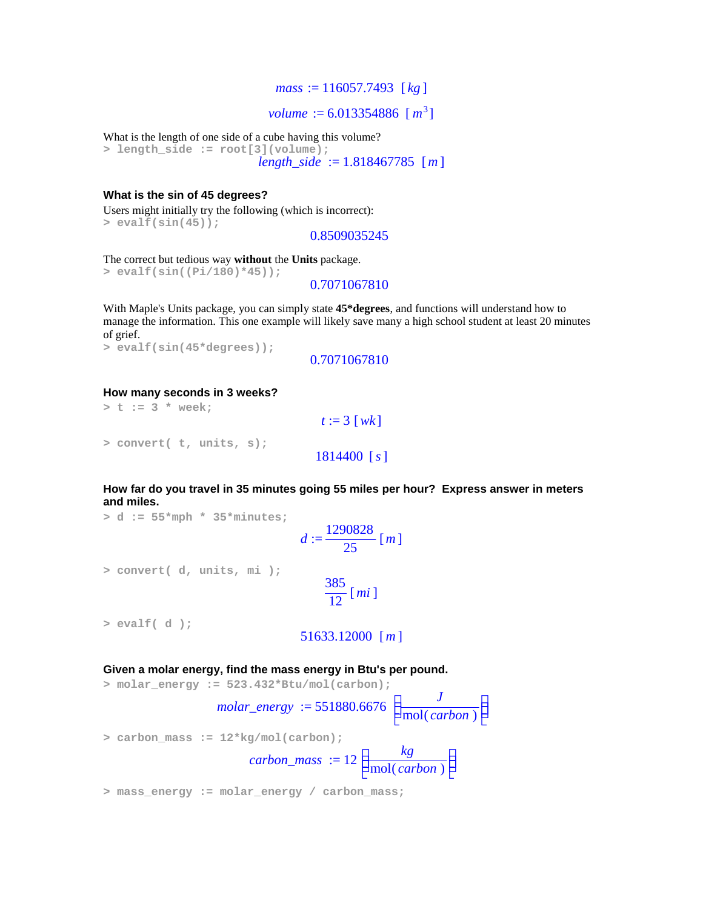$$mass := 116057.7493 \;[kg]$$

$$volume := 6.013354886 \;[m^3]$$

What is the length of one side of a cube having this volume?

```
> length_side := root[3](volume);
```

$$length\_side := 1.818467785 \;[m]$$

### What is the sin of 45 degrees?

Users might initially try the following (which is incorrect):

```
> evalf(sin(45));
```

$$0.8509035245$$

The correct but tedious way **without** the **Units** package.

```
> evalf(sin((Pi/180)*45));
```

$$0.7071067810$$

With Maple's Units package, you can simply state **45*degrees**, and functions will understand how to manage the information. This one example will likely save many a high school student at least 20 minutes of grief.

```
> evalf(sin(45*degrees));
```

$$0.7071067810$$

### How many seconds in 3 weeks?

```
> t := 3 * week;
```

$$t := 3 \;[wk]$$

```
> convert( t, units, s);
```

$$1814400 \;[s]$$

### How far do you travel in 35 minutes going 55 miles per hour? Express answer in meters and miles.

```
> d := 55*mph * 35*minutes;
```

$$d := \frac{1290828}{25} \;[m]$$

```
> convert( d, units, mi );
```

$$\frac{385}{12} \;[mi]$$

```
> evalf( d );
```

$$51633.12000 \;[m]$$

### Given a molar energy, find the mass energy in Btu's per pound.

```
> molar_energy := 523.432*Btu/mol(carbon);
```

$$molar\_energy := 551880.6676 \left[\frac{J}{\mathrm{mol}(carbon)}\right]$$

```
> carbon_mass := 12*kg/mol(carbon);
```

$$carbon\_mass := 12 \left[\frac{kg}{\mathrm{mol}(carbon)}\right]$$

```
> mass_energy := molar_energy / carbon_mass;
```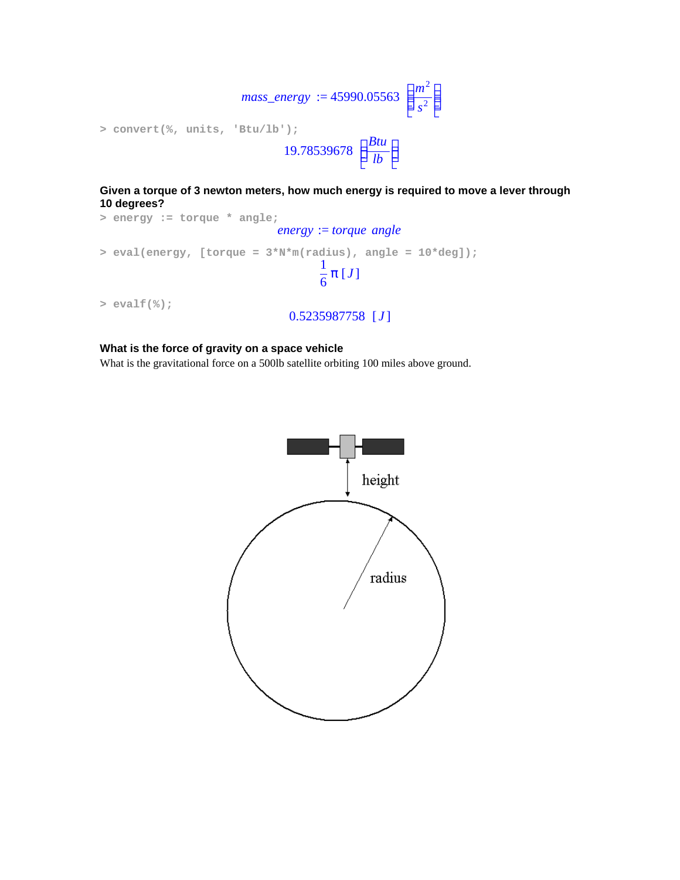$$mass\_energy := 45990.05563 \left[\frac{m^2}{s^2}\right]$$

```
> convert(%, units, 'Btu/lb');
```

$$19.78539678 \left[\frac{Btu}{lb}\right]$$

**Given a torque of 3 newton meters, how much energy is required to move a lever through 10 degrees?**

```
> energy := torque * angle;
```

$$energy := torque\ angle$$

```
> eval(energy, [torque = 3*N*m(radius), angle = 10*deg]);
```

$$\frac{1}{6}\pi\,[J]$$

```
> evalf(%);
```

$$0.5235987758\ [J]$$

**What is the force of gravity on a space vehicle**

What is the gravitational force on a 500lb satellite orbiting 100 miles above ground.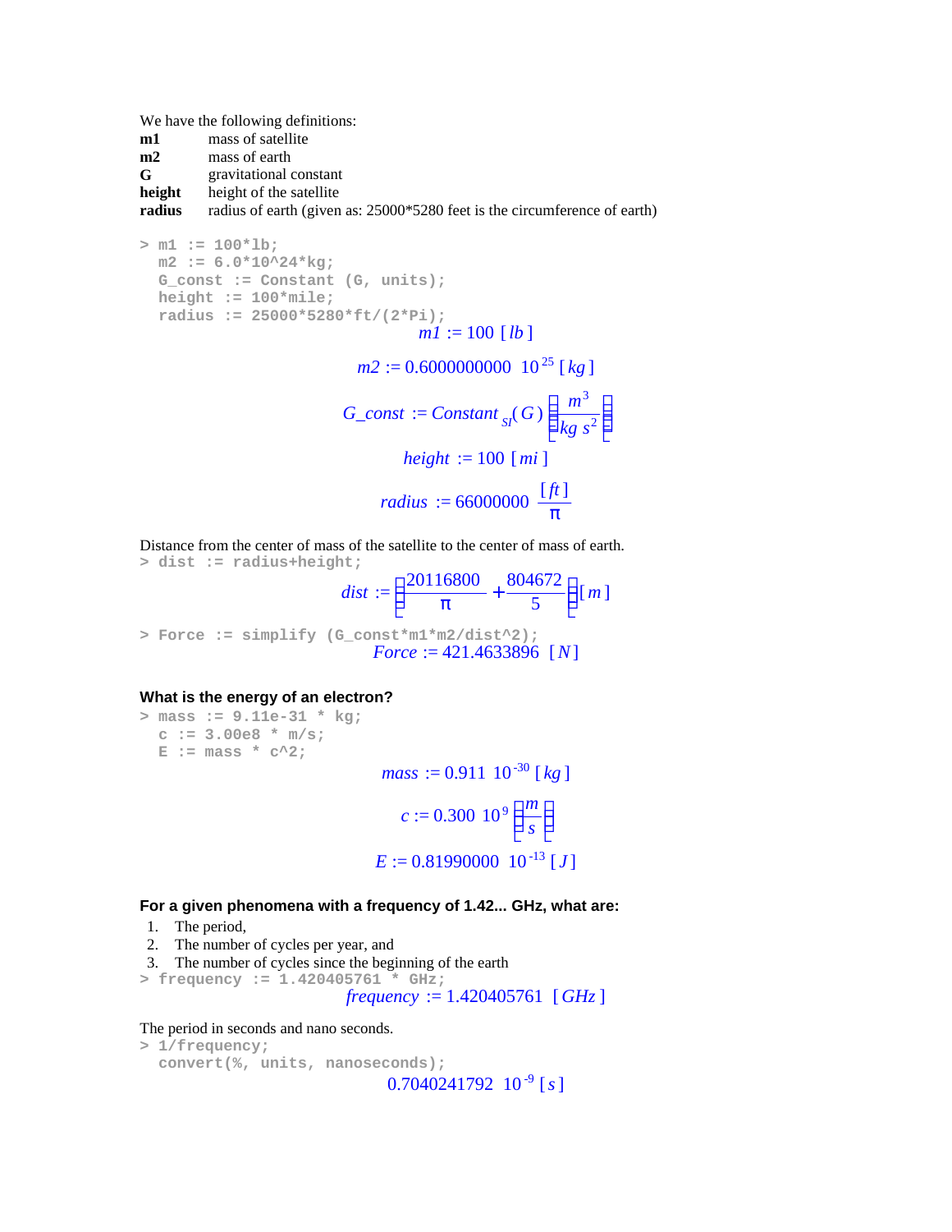We have the following definitions:

**m1** mass of satellite
**m2** mass of earth
**G** gravitational constant
**height** height of the satellite
**radius** radius of earth (given as: 25000*5280 feet is the circumference of earth)

```
> m1 := 100*lb;
  m2 := 6.0*10^24*kg;
  G_const := Constant (G, units);
  height := 100*mile;
  radius := 25000*5280*ft/(2*Pi);
```

$$m1 := 100 \; [lb]$$

$$m2 := 0.6000000000 \; 10^{25} \; [kg]$$

$$G\_const := Constant_{SI}(G) \left[\frac{m^3}{kg \; s^2}\right]$$

$$height := 100 \; [mi]$$

$$radius := 66000000 \; \frac{[ft]}{\pi}$$

Distance from the center of mass of the satellite to the center of mass of earth.

```
> dist := radius+height;
```

$$dist := \left(\frac{20116800}{\pi} + \frac{804672}{5}\right)[m]$$

```
> Force := simplify (G_const*m1*m2/dist^2);
```

$$Force := 421.4633896 \; [N]$$

**What is the energy of an electron?**

```
> mass := 9.11e-31 * kg;
  c := 3.00e8 * m/s;
  E := mass * c^2;
```

$$mass := 0.911 \; 10^{-30} \; [kg]$$

$$c := 0.300 \; 10^{9} \left[\frac{m}{s}\right]$$

$$E := 0.81990000 \; 10^{-13} \; [J]$$

**For a given phenomena with a frequency of 1.42... GHz, what are:**

1. The period,
2. The number of cycles per year, and
3. The number of cycles since the beginning of the earth

```
> frequency := 1.420405761 * GHz;
```

$$frequency := 1.420405761 \; [GHz]$$

The period in seconds and nano seconds.

```
> 1/frequency;
  convert(%, units, nanoseconds);
```

$$0.7040241792 \; 10^{-9} \; [s]$$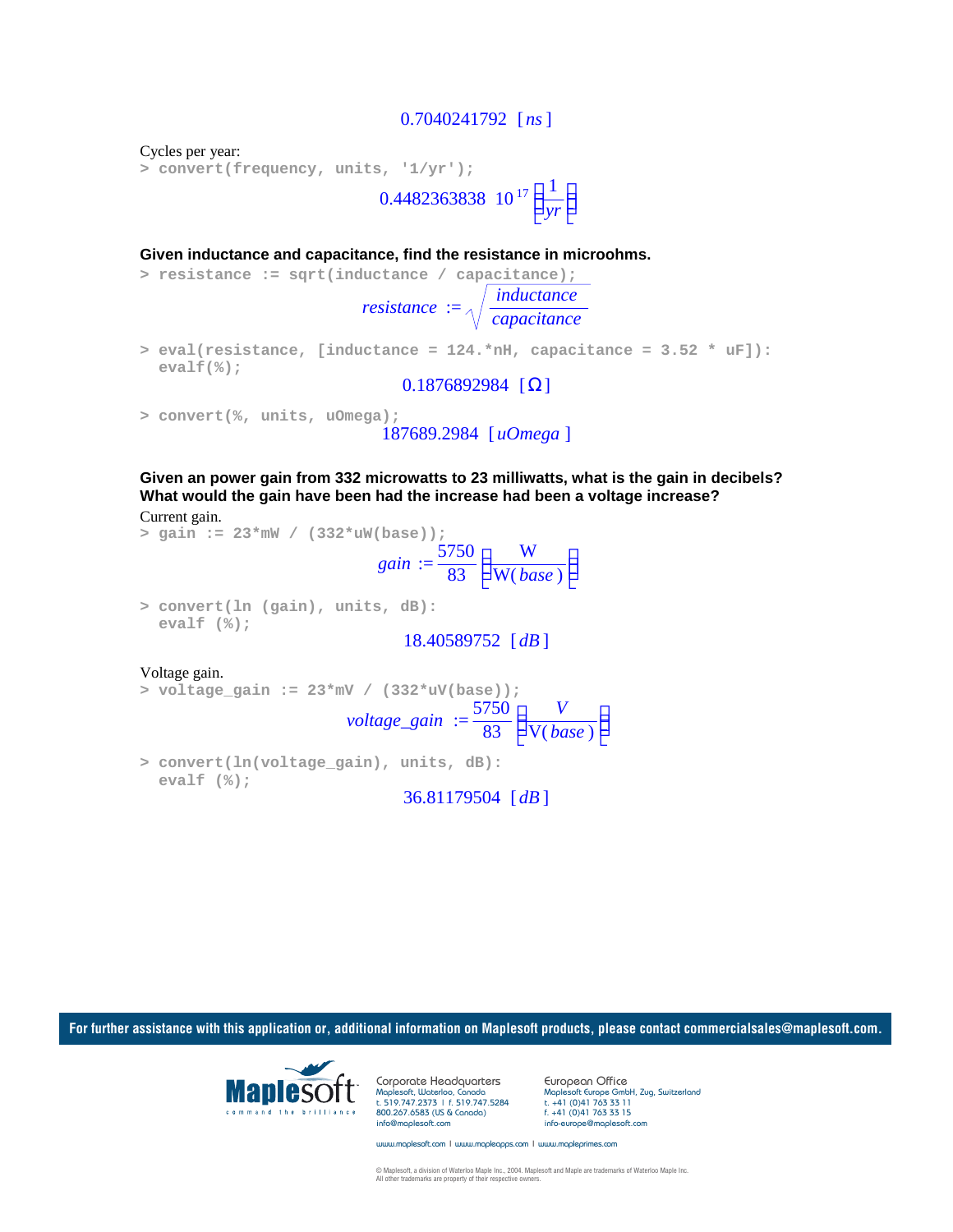$$0.7040241792 \ [ns]$$

Cycles per year:

```
> convert(frequency, units, '1/yr');
```

$$0.4482363838 \ 10^{17} \left[\frac{1}{yr}\right]$$

**Given inductance and capacitance, find the resistance in microohms.**

```
> resistance := sqrt(inductance / capacitance);
```

$$resistance := \sqrt{\frac{inductance}{capacitance}}$$

```
> eval(resistance, [inductance = 124.*nH, capacitance = 3.52 * uF]):
  evalf(%);
```

$$0.1876892984 \ [\Omega]$$

```
> convert(%, units, uOmega);
```

$$187689.2984 \ [uOmega]$$

**Given an power gain from 332 microwatts to 23 milliwatts, what is the gain in decibels? What would the gain have been had the increase had been a voltage increase?**

Current gain.

```
> gain := 23*mW / (332*uW(base));
```

$$gain := \frac{5750}{83} \left[\frac{\mathrm{W}}{\mathrm{W}(base)}\right]$$

```
> convert(ln (gain), units, dB):
  evalf (%);
```

$$18.40589752 \ [dB]$$

Voltage gain.

```
> voltage_gain := 23*mV / (332*uV(base));
```

$$voltage\_gain := \frac{5750}{83} \left[\frac{V}{\mathrm{V}(base)}\right]$$

```
> convert(ln(voltage_gain), units, dB):
  evalf (%);
```

$$36.81179504 \ [dB]$$

**For further assistance with this application or, additional information on Maplesoft products, please contact commercialsales@maplesoft.com.**

Maplesoft — command the brilliance

Corporate Headquarters
Maplesoft, Waterloo, Canada
t. 519.747.2373 | f. 519.747.5284
800.267.6583 (US & Canada)
info@maplesoft.com

European Office
Maplesoft Europe GmbH, Zug, Switzerland
t. +41 (0)41 763 33 11
f. +41 (0)41 763 33 15
info-europe@maplesoft.com

www.maplesoft.com | www.mapleapps.com | www.mapleprimes.com

© Maplesoft, a division of Waterloo Maple Inc., 2004. Maplesoft and Maple are trademarks of Waterloo Maple Inc. All other trademarks are property of their respective owners.